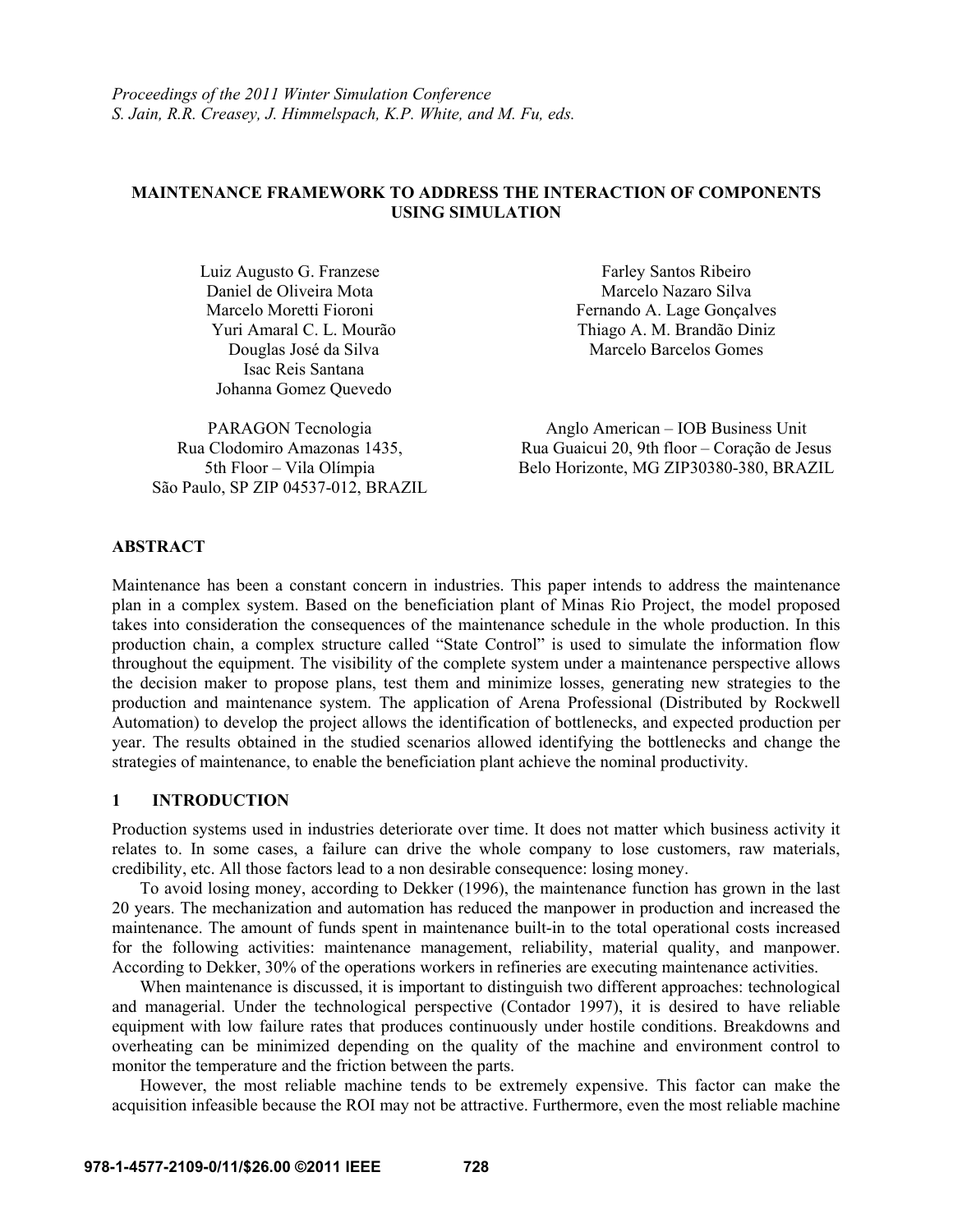# MAINTENANCE FRAMEWORK TO ADDRESS THE INTERACTION OF COMPONENTS USING SIMULATION

Luiz Augusto G. Franzese
Daniel de Oliveira Mota
Marcelo Moretti Fioroni
Yuri Amaral C. L. Mourão
Douglas José da Silva
Isac Reis Santana
Johanna Gomez Quevedo

PARAGON Tecnologia
Rua Clodomiro Amazonas 1435,
5th Floor – Vila Olímpia
São Paulo, SP ZIP 04537-012, BRAZIL

Farley Santos Ribeiro
Marcelo Nazaro Silva
Fernando A. Lage Gonçalves
Thiago A. M. Brandão Diniz
Marcelo Barcelos Gomes

Anglo American – IOB Business Unit
Rua Guaicui 20, 9th floor – Coração de Jesus
Belo Horizonte, MG ZIP30380-380, BRAZIL

## ABSTRACT

Maintenance has been a constant concern in industries. This paper intends to address the maintenance plan in a complex system. Based on the beneficiation plant of Minas Rio Project, the model proposed takes into consideration the consequences of the maintenance schedule in the whole production. In this production chain, a complex structure called "State Control" is used to simulate the information flow throughout the equipment. The visibility of the complete system under a maintenance perspective allows the decision maker to propose plans, test them and minimize losses, generating new strategies to the production and maintenance system. The application of Arena Professional (Distributed by Rockwell Automation) to develop the project allows the identification of bottlenecks, and expected production per year. The results obtained in the studied scenarios allowed identifying the bottlenecks and change the strategies of maintenance, to enable the beneficiation plant achieve the nominal productivity.

## 1 INTRODUCTION

Production systems used in industries deteriorate over time. It does not matter which business activity it relates to. In some cases, a failure can drive the whole company to lose customers, raw materials, credibility, etc. All those factors lead to a non desirable consequence: losing money.

To avoid losing money, according to Dekker (1996), the maintenance function has grown in the last 20 years. The mechanization and automation has reduced the manpower in production and increased the maintenance. The amount of funds spent in maintenance built-in to the total operational costs increased for the following activities: maintenance management, reliability, material quality, and manpower. According to Dekker, 30% of the operations workers in refineries are executing maintenance activities.

When maintenance is discussed, it is important to distinguish two different approaches: technological and managerial. Under the technological perspective (Contador 1997), it is desired to have reliable equipment with low failure rates that produces continuously under hostile conditions. Breakdowns and overheating can be minimized depending on the quality of the machine and environment control to monitor the temperature and the friction between the parts.

However, the most reliable machine tends to be extremely expensive. This factor can make the acquisition infeasible because the ROI may not be attractive. Furthermore, even the most reliable machine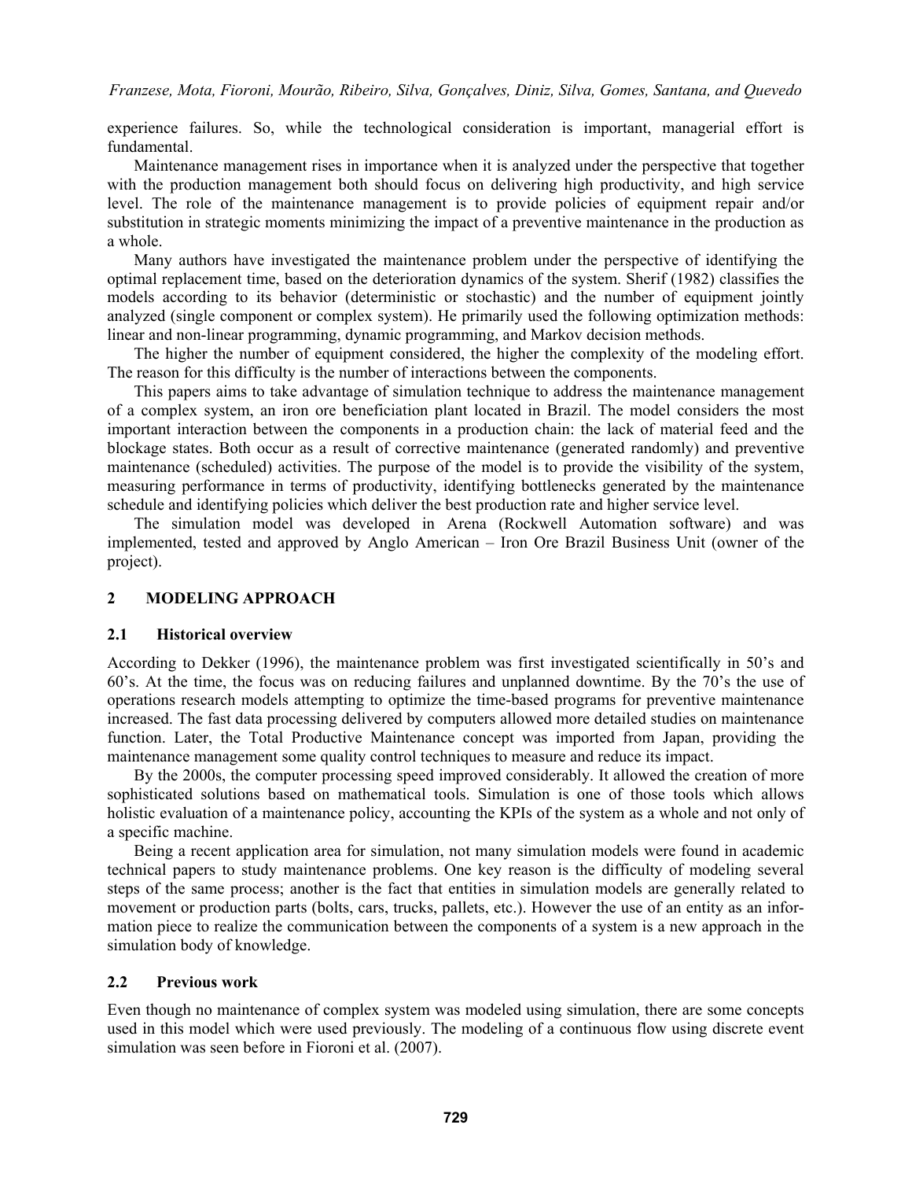experience failures. So, while the technological consideration is important, managerial effort is fundamental.

Maintenance management rises in importance when it is analyzed under the perspective that together with the production management both should focus on delivering high productivity, and high service level. The role of the maintenance management is to provide policies of equipment repair and/or substitution in strategic moments minimizing the impact of a preventive maintenance in the production as a whole.

Many authors have investigated the maintenance problem under the perspective of identifying the optimal replacement time, based on the deterioration dynamics of the system. Sherif (1982) classifies the models according to its behavior (deterministic or stochastic) and the number of equipment jointly analyzed (single component or complex system). He primarily used the following optimization methods: linear and non-linear programming, dynamic programming, and Markov decision methods.

The higher the number of equipment considered, the higher the complexity of the modeling effort. The reason for this difficulty is the number of interactions between the components.

This papers aims to take advantage of simulation technique to address the maintenance management of a complex system, an iron ore beneficiation plant located in Brazil. The model considers the most important interaction between the components in a production chain: the lack of material feed and the blockage states. Both occur as a result of corrective maintenance (generated randomly) and preventive maintenance (scheduled) activities. The purpose of the model is to provide the visibility of the system, measuring performance in terms of productivity, identifying bottlenecks generated by the maintenance schedule and identifying policies which deliver the best production rate and higher service level.

The simulation model was developed in Arena (Rockwell Automation software) and was implemented, tested and approved by Anglo American – Iron Ore Brazil Business Unit (owner of the project).

## 2 MODELING APPROACH

### 2.1 Historical overview

According to Dekker (1996), the maintenance problem was first investigated scientifically in 50's and 60's. At the time, the focus was on reducing failures and unplanned downtime. By the 70's the use of operations research models attempting to optimize the time-based programs for preventive maintenance increased. The fast data processing delivered by computers allowed more detailed studies on maintenance function. Later, the Total Productive Maintenance concept was imported from Japan, providing the maintenance management some quality control techniques to measure and reduce its impact.

By the 2000s, the computer processing speed improved considerably. It allowed the creation of more sophisticated solutions based on mathematical tools. Simulation is one of those tools which allows holistic evaluation of a maintenance policy, accounting the KPIs of the system as a whole and not only of a specific machine.

Being a recent application area for simulation, not many simulation models were found in academic technical papers to study maintenance problems. One key reason is the difficulty of modeling several steps of the same process; another is the fact that entities in simulation models are generally related to movement or production parts (bolts, cars, trucks, pallets, etc.). However the use of an entity as an information piece to realize the communication between the components of a system is a new approach in the simulation body of knowledge.

### 2.2 Previous work

Even though no maintenance of complex system was modeled using simulation, there are some concepts used in this model which were used previously. The modeling of a continuous flow using discrete event simulation was seen before in Fioroni et al. (2007).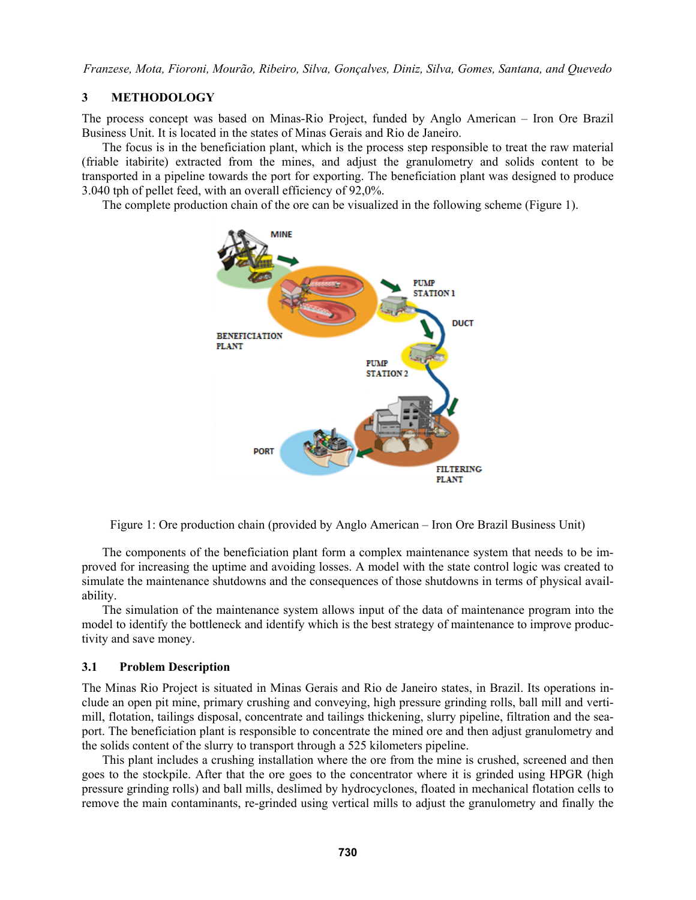## 3 METHODOLOGY

The process concept was based on Minas-Rio Project, funded by Anglo American – Iron Ore Brazil Business Unit. It is located in the states of Minas Gerais and Rio de Janeiro.

The focus is in the beneficiation plant, which is the process step responsible to treat the raw material (friable itabirite) extracted from the mines, and adjust the granulometry and solids content to be transported in a pipeline towards the port for exporting. The beneficiation plant was designed to produce 3.040 tph of pellet feed, with an overall efficiency of 92,0%.

The complete production chain of the ore can be visualized in the following scheme (Figure 1).

Figure 1: Ore production chain (provided by Anglo American – Iron Ore Brazil Business Unit)

The components of the beneficiation plant form a complex maintenance system that needs to be improved for increasing the uptime and avoiding losses. A model with the state control logic was created to simulate the maintenance shutdowns and the consequences of those shutdowns in terms of physical availability.

The simulation of the maintenance system allows input of the data of maintenance program into the model to identify the bottleneck and identify which is the best strategy of maintenance to improve productivity and save money.

### 3.1 Problem Description

The Minas Rio Project is situated in Minas Gerais and Rio de Janeiro states, in Brazil. Its operations include an open pit mine, primary crushing and conveying, high pressure grinding rolls, ball mill and vertimill, flotation, tailings disposal, concentrate and tailings thickening, slurry pipeline, filtration and the seaport. The beneficiation plant is responsible to concentrate the mined ore and then adjust granulometry and the solids content of the slurry to transport through a 525 kilometers pipeline.

This plant includes a crushing installation where the ore from the mine is crushed, screened and then goes to the stockpile. After that the ore goes to the concentrator where it is grinded using HPGR (high pressure grinding rolls) and ball mills, deslimed by hydrocyclones, floated in mechanical flotation cells to remove the main contaminants, re-grinded using vertical mills to adjust the granulometry and finally the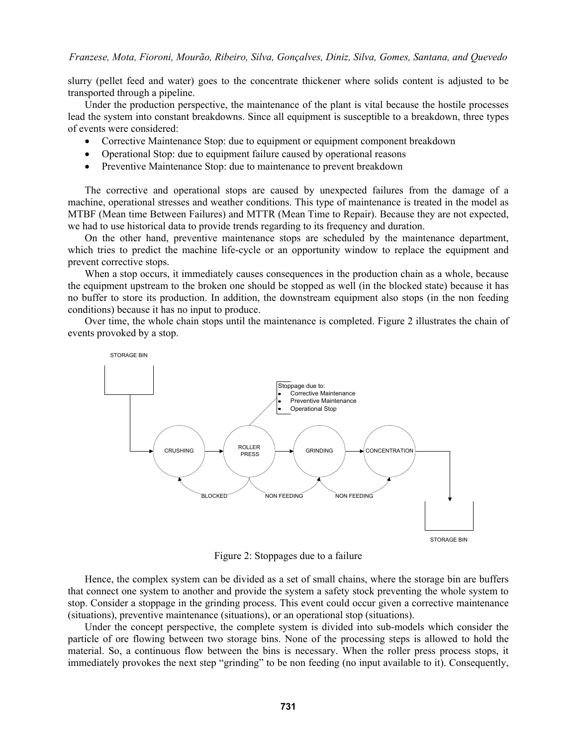slurry (pellet feed and water) goes to the concentrate thickener where solids content is adjusted to be transported through a pipeline.

Under the production perspective, the maintenance of the plant is vital because the hostile processes lead the system into constant breakdowns. Since all equipment is susceptible to a breakdown, three types of events were considered:

- Corrective Maintenance Stop: due to equipment or equipment component breakdown
- Operational Stop: due to equipment failure caused by operational reasons
- Preventive Maintenance Stop: due to maintenance to prevent breakdown

The corrective and operational stops are caused by unexpected failures from the damage of a machine, operational stresses and weather conditions. This type of maintenance is treated in the model as MTBF (Mean time Between Failures) and MTTR (Mean Time to Repair). Because they are not expected, we had to use historical data to provide trends regarding to its frequency and duration.

On the other hand, preventive maintenance stops are scheduled by the maintenance department, which tries to predict the machine life-cycle or an opportunity window to replace the equipment and prevent corrective stops.

When a stop occurs, it immediately causes consequences in the production chain as a whole, because the equipment upstream to the broken one should be stopped as well (in the blocked state) because it has no buffer to store its production. In addition, the downstream equipment also stops (in the non feeding conditions) because it has no input to produce.

Over time, the whole chain stops until the maintenance is completed. Figure 2 illustrates the chain of events provoked by a stop.

STORAGE BIN

Stoppage due to:
- Corrective Maintenance
- Preventive Maintenance
- Operational Stop

CRUSHING → ROLLER PRESS → GRINDING → CONCENTRATION

BLOCKED — NON FEEDING — NON FEEDING

STORAGE BIN

Figure 2: Stoppages due to a failure

Hence, the complex system can be divided as a set of small chains, where the storage bin are buffers that connect one system to another and provide the system a safety stock preventing the whole system to stop. Consider a stoppage in the grinding process. This event could occur given a corrective maintenance (situations), preventive maintenance (situations), or an operational stop (situations).

Under the concept perspective, the complete system is divided into sub-models which consider the particle of ore flowing between two storage bins. None of the processing steps is allowed to hold the material. So, a continuous flow between the bins is necessary. When the roller press process stops, it immediately provokes the next step "grinding" to be non feeding (no input available to it). Consequently,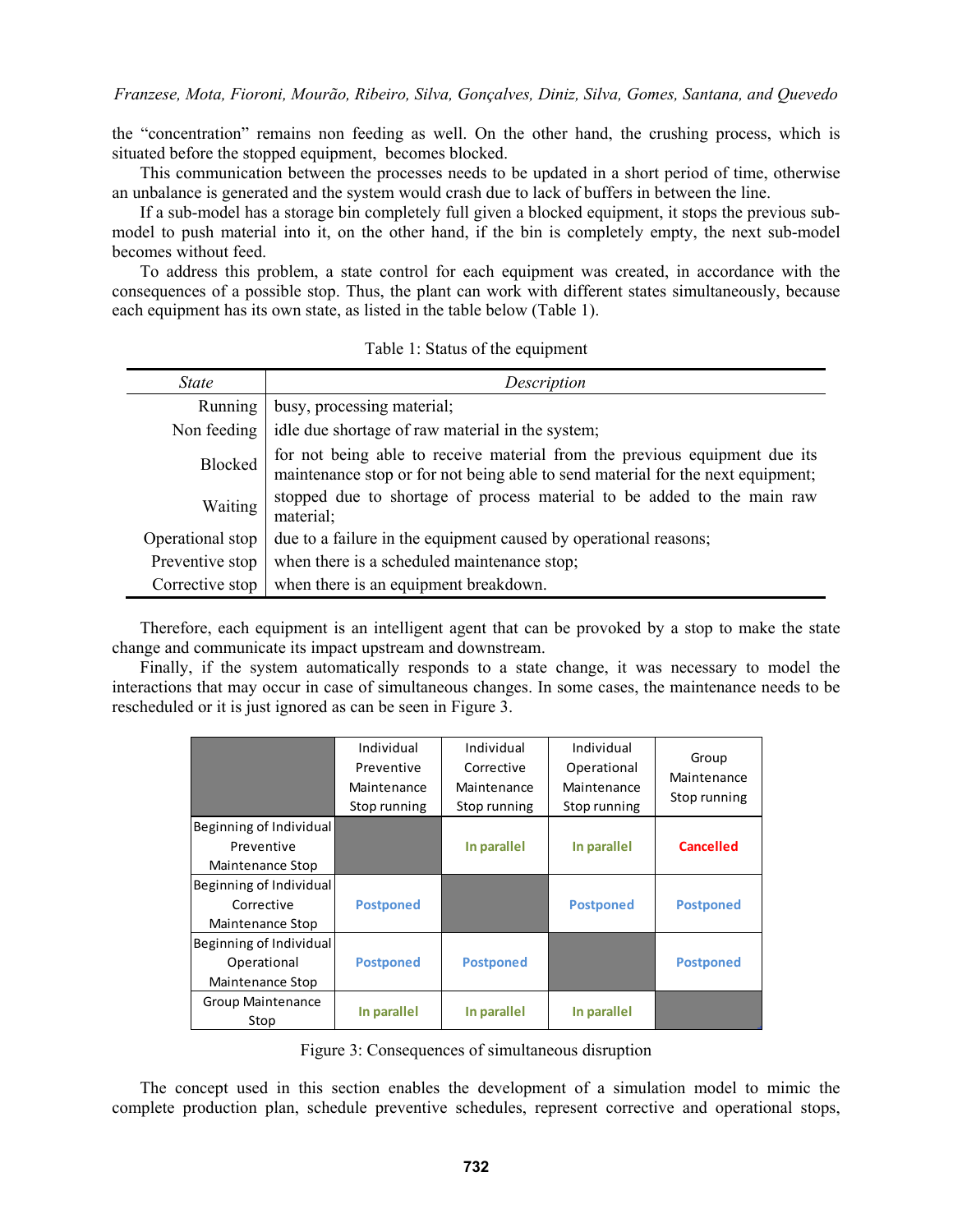the "concentration" remains non feeding as well. On the other hand, the crushing process, which is situated before the stopped equipment, becomes blocked.

This communication between the processes needs to be updated in a short period of time, otherwise an unbalance is generated and the system would crash due to lack of buffers in between the line.

If a sub-model has a storage bin completely full given a blocked equipment, it stops the previous sub-model to push material into it, on the other hand, if the bin is completely empty, the next sub-model becomes without feed.

To address this problem, a state control for each equipment was created, in accordance with the consequences of a possible stop. Thus, the plant can work with different states simultaneously, because each equipment has its own state, as listed in the table below (Table 1).

Table 1: Status of the equipment

| *State* | *Description* |
|---|---|
| Running | busy, processing material; |
| Non feeding | idle due shortage of raw material in the system; |
| Blocked | for not being able to receive material from the previous equipment due its maintenance stop or for not being able to send material for the next equipment; |
| Waiting | stopped due to shortage of process material to be added to the main raw material; |
| Operational stop | due to a failure in the equipment caused by operational reasons; |
| Preventive stop | when there is a scheduled maintenance stop; |
| Corrective stop | when there is an equipment breakdown. |

Therefore, each equipment is an intelligent agent that can be provoked by a stop to make the state change and communicate its impact upstream and downstream.

Finally, if the system automatically responds to a state change, it was necessary to model the interactions that may occur in case of simultaneous changes. In some cases, the maintenance needs to be rescheduled or it is just ignored as can be seen in Figure 3.

| | Individual Preventive Maintenance Stop running | Individual Corrective Maintenance Stop running | Individual Operational Maintenance Stop running | Group Maintenance Stop running |
|---|---|---|---|---|
| Beginning of Individual Preventive Maintenance Stop | | **In parallel** | **In parallel** | **Cancelled** |
| Beginning of Individual Corrective Maintenance Stop | **Postponed** | | **Postponed** | **Postponed** |
| Beginning of Individual Operational Maintenance Stop | **Postponed** | **Postponed** | | **Postponed** |
| Group Maintenance Stop | **In parallel** | **In parallel** | **In parallel** | |

Figure 3: Consequences of simultaneous disruption

The concept used in this section enables the development of a simulation model to mimic the complete production plan, schedule preventive schedules, represent corrective and operational stops,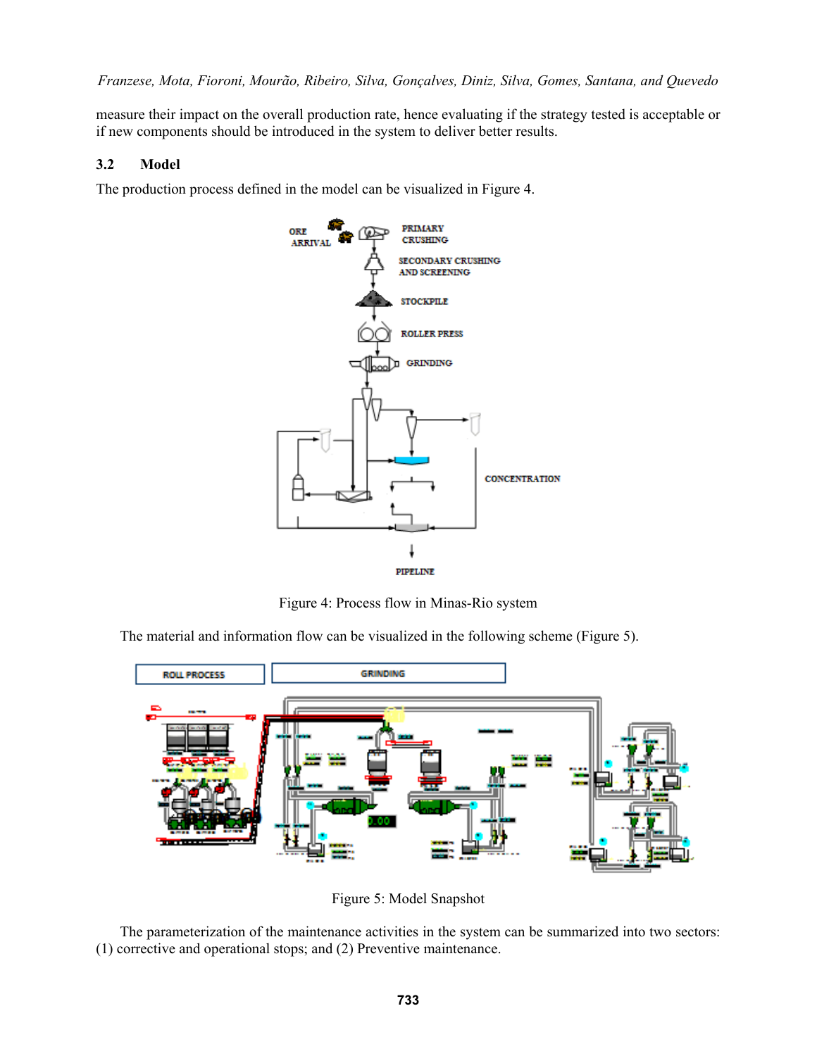measure their impact on the overall production rate, hence evaluating if the strategy tested is acceptable or if new components should be introduced in the system to deliver better results.

### 3.2 Model

The production process defined in the model can be visualized in Figure 4.

Figure 4: Process flow in Minas-Rio system

The material and information flow can be visualized in the following scheme (Figure 5).

Figure 5: Model Snapshot

The parameterization of the maintenance activities in the system can be summarized into two sectors: (1) corrective and operational stops; and (2) Preventive maintenance.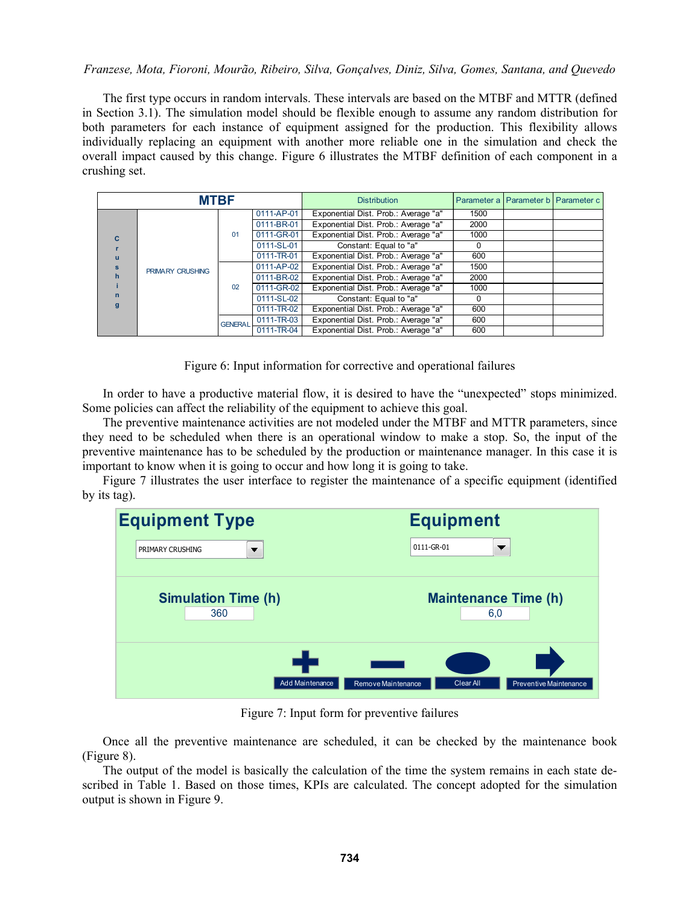The first type occurs in random intervals. These intervals are based on the MTBF and MTTR (defined in Section 3.1). The simulation model should be flexible enough to assume any random distribution for both parameters for each instance of equipment assigned for the production. This flexibility allows individually replacing an equipment with another more reliable one in the simulation and check the overall impact caused by this change. Figure 6 illustrates the MTBF definition of each component in a crushing set.

| MTBF | | | | Distribution | Parameter a | Parameter b | Parameter c |
|---|---|---|---|---|---|---|---|
| Crushing | PRIMARY CRUSHING | 01 | 0111-AP-01 | Exponential Dist. Prob.: Average "a" | 1500 | | |
| | | | 0111-BR-01 | Exponential Dist. Prob.: Average "a" | 2000 | | |
| | | | 0111-GR-01 | Exponential Dist. Prob.: Average "a" | 1000 | | |
| | | | 0111-SL-01 | Constant: Equal to "a" | 0 | | |
| | | | 0111-TR-01 | Exponential Dist. Prob.: Average "a" | 600 | | |
| | | 02 | 0111-AP-02 | Exponential Dist. Prob.: Average "a" | 1500 | | |
| | | | 0111-BR-02 | Exponential Dist. Prob.: Average "a" | 2000 | | |
| | | | 0111-GR-02 | Exponential Dist. Prob.: Average "a" | 1000 | | |
| | | | 0111-SL-02 | Constant: Equal to "a" | 0 | | |
| | | | 0111-TR-02 | Exponential Dist. Prob.: Average "a" | 600 | | |
| | | GENERAL | 0111-TR-03 | Exponential Dist. Prob.: Average "a" | 600 | | |
| | | | 0111-TR-04 | Exponential Dist. Prob.: Average "a" | 600 | | |

Figure 6: Input information for corrective and operational failures

In order to have a productive material flow, it is desired to have the "unexpected" stops minimized. Some policies can affect the reliability of the equipment to achieve this goal.

The preventive maintenance activities are not modeled under the MTBF and MTTR parameters, since they need to be scheduled when there is an operational window to make a stop. So, the input of the preventive maintenance has to be scheduled by the production or maintenance manager. In this case it is important to know when it is going to occur and how long it is going to take.

Figure 7 illustrates the user interface to register the maintenance of a specific equipment (identified by its tag).

**Equipment Type**: PRIMARY CRUSHING

**Equipment**: 0111-GR-01

**Simulation Time (h)**: 360

**Maintenance Time (h)**: 6,0

Add Maintenance | Remove Maintenance | Clear All | Preventive Maintenance

Figure 7: Input form for preventive failures

Once all the preventive maintenance are scheduled, it can be checked by the maintenance book (Figure 8).

The output of the model is basically the calculation of the time the system remains in each state described in Table 1. Based on those times, KPIs are calculated. The concept adopted for the simulation output is shown in Figure 9.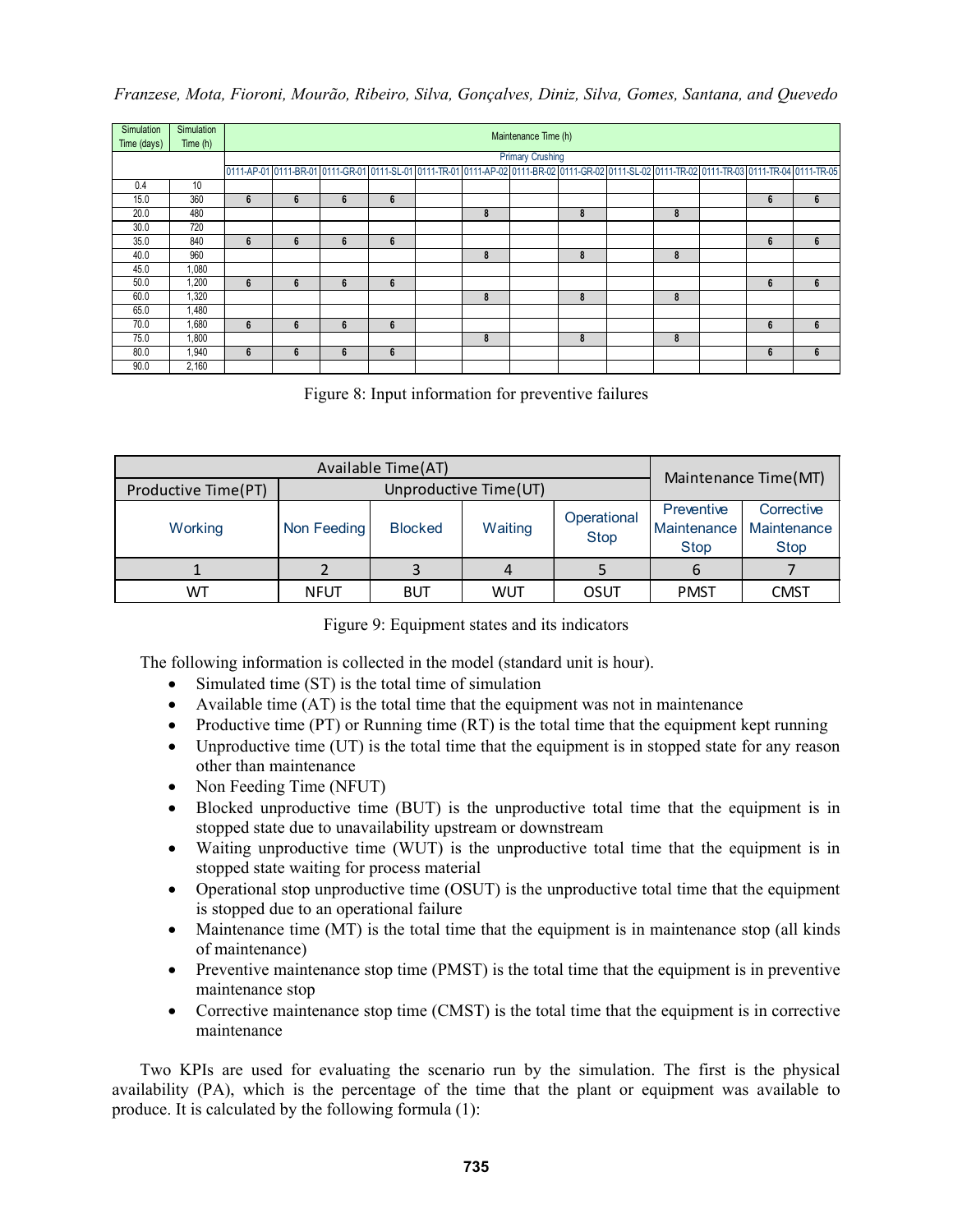| Simulation Time (days) | Simulation Time (h) | Maintenance Time (h) | | | | | | | | | | | | |
|---|---|---|---|---|---|---|---|---|---|---|---|---|---|---|
| | | Primary Crushing | | | | | | | | | | | | |
| | | 0111-AP-01 | 0111-BR-01 | 0111-GR-01 | 0111-SL-01 | 0111-TR-01 | 0111-AP-02 | 0111-BR-02 | 0111-GR-02 | 0111-SL-02 | 0111-TR-02 | 0111-TR-03 | 0111-TR-04 | 0111-TR-05 |
| 0.4 | 10 | | | | | | | | | | | | | |
| 15.0 | 360 | 6 | 6 | 6 | 6 | | | | | | | | 6 | 6 |
| 20.0 | 480 | | | | | | 8 | | 8 | | 8 | | | |
| 30.0 | 720 | | | | | | | | | | | | | |
| 35.0 | 840 | 6 | 6 | 6 | 6 | | | | | | | | 6 | 6 |
| 40.0 | 960 | | | | | | 8 | | 8 | | 8 | | | |
| 45.0 | 1,080 | | | | | | | | | | | | | |
| 50.0 | 1,200 | 6 | 6 | 6 | 6 | | | | | | | | 6 | 6 |
| 60.0 | 1,320 | | | | | | 8 | | 8 | | 8 | | | |
| 65.0 | 1,480 | | | | | | | | | | | | | |
| 70.0 | 1,680 | 6 | 6 | 6 | 6 | | | | | | | | 6 | 6 |
| 75.0 | 1,800 | | | | | | 8 | | 8 | | 8 | | | |
| 80.0 | 1,940 | 6 | 6 | 6 | 6 | | | | | | | | 6 | 6 |
| 90.0 | 2,160 | | | | | | | | | | | | | |

Figure 8: Input information for preventive failures

| Available Time(AT) | | | | | Maintenance Time(MT) | |
|---|---|---|---|---|---|---|
| Productive Time(PT) | Unproductive Time(UT) | | | | | |
| Working | Non Feeding | Blocked | Waiting | Operational Stop | Preventive Maintenance Stop | Corrective Maintenance Stop |
| 1 | 2 | 3 | 4 | 5 | 6 | 7 |
| WT | NFUT | BUT | WUT | OSUT | PMST | CMST |

Figure 9: Equipment states and its indicators

The following information is collected in the model (standard unit is hour).

- Simulated time (ST) is the total time of simulation
- Available time (AT) is the total time that the equipment was not in maintenance
- Productive time (PT) or Running time (RT) is the total time that the equipment kept running
- Unproductive time (UT) is the total time that the equipment is in stopped state for any reason other than maintenance
- Non Feeding Time (NFUT)
- Blocked unproductive time (BUT) is the unproductive total time that the equipment is in stopped state due to unavailability upstream or downstream
- Waiting unproductive time (WUT) is the unproductive total time that the equipment is in stopped state waiting for process material
- Operational stop unproductive time (OSUT) is the unproductive total time that the equipment is stopped due to an operational failure
- Maintenance time (MT) is the total time that the equipment is in maintenance stop (all kinds of maintenance)
- Preventive maintenance stop time (PMST) is the total time that the equipment is in preventive maintenance stop
- Corrective maintenance stop time (CMST) is the total time that the equipment is in corrective maintenance

Two KPIs are used for evaluating the scenario run by the simulation. The first is the physical availability (PA), which is the percentage of the time that the plant or equipment was available to produce. It is calculated by the following formula (1):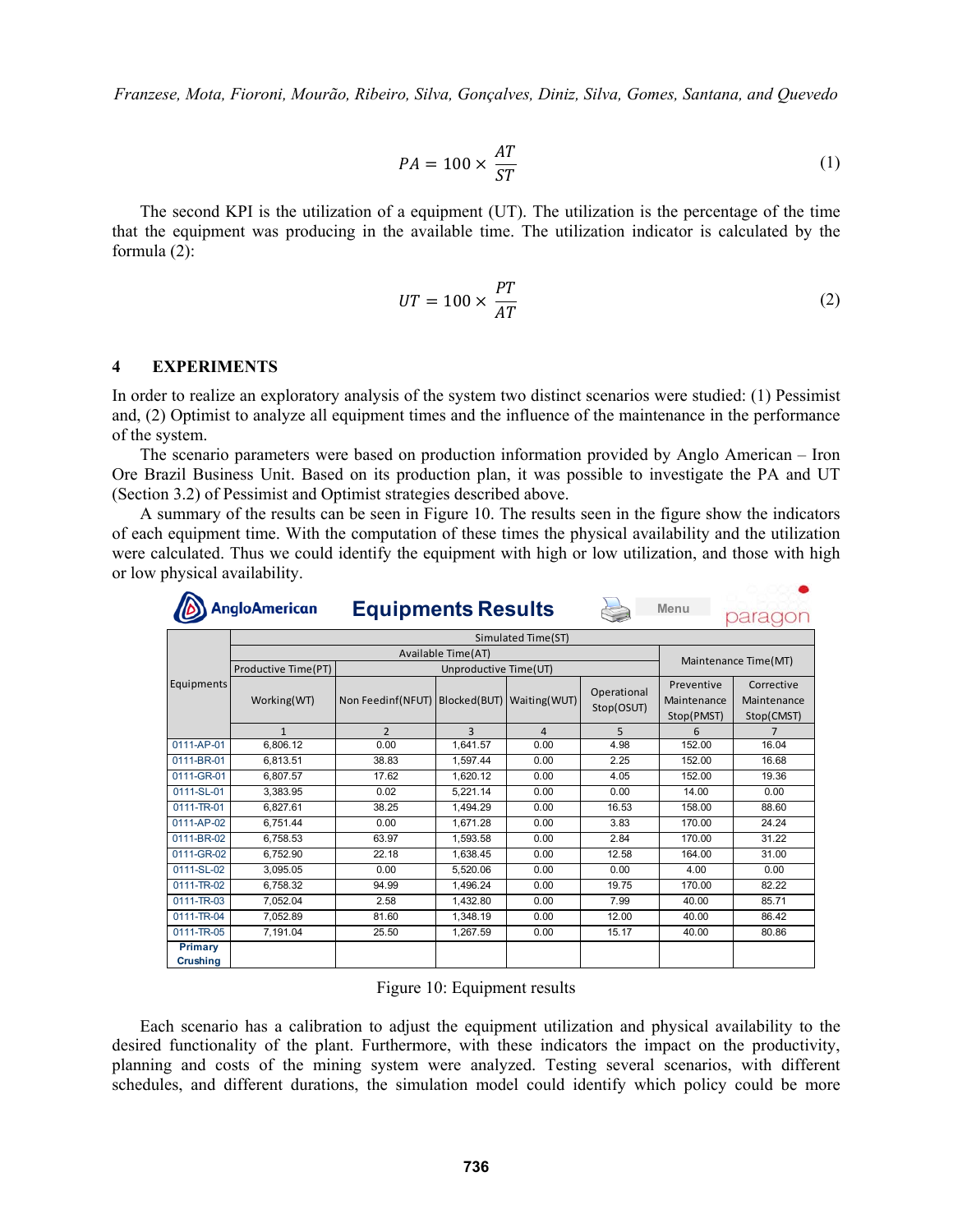$$PA = 100 \times \frac{AT}{ST} \tag{1}$$

The second KPI is the utilization of a equipment (UT). The utilization is the percentage of the time that the equipment was producing in the available time. The utilization indicator is calculated by the formula (2):

$$UT = 100 \times \frac{PT}{AT} \tag{2}$$

## 4 EXPERIMENTS

In order to realize an exploratory analysis of the system two distinct scenarios were studied: (1) Pessimist and, (2) Optimist to analyze all equipment times and the influence of the maintenance in the performance of the system.

The scenario parameters were based on production information provided by Anglo American – Iron Ore Brazil Business Unit. Based on its production plan, it was possible to investigate the PA and UT (Section 3.2) of Pessimist and Optimist strategies described above.

A summary of the results can be seen in Figure 10. The results seen in the figure show the indicators of each equipment time. With the computation of these times the physical availability and the utilization were calculated. Thus we could identify the equipment with high or low utilization, and those with high or low physical availability.

AngloAmerican **Equipments Results** Menu paragon

| Equipments | Simulated Time(ST) | | | | | | |
|---|---|---|---|---|---|---|---|
| | Available Time(AT) | | | | | Maintenance Time(MT) | |
| | Productive Time(PT) | Unproductive Time(UT) | | | | | |
| | Working(WT) | Non Feedinf(NFUT) | Blocked(BUT) | Waiting(WUT) | Operational Stop(OSUT) | Preventive Maintenance Stop(PMST) | Corrective Maintenance Stop(CMST) |
| | 1 | 2 | 3 | 4 | 5 | 6 | 7 |
| 0111-AP-01 | 6,806.12 | 0.00 | 1,641.57 | 0.00 | 4.98 | 152.00 | 16.04 |
| 0111-BR-01 | 6,813.51 | 38.83 | 1,597.44 | 0.00 | 2.25 | 152.00 | 16.68 |
| 0111-GR-01 | 6,807.57 | 17.62 | 1,620.12 | 0.00 | 4.05 | 152.00 | 19.36 |
| 0111-SL-01 | 3,383.95 | 0.02 | 5,221.14 | 0.00 | 0.00 | 14.00 | 0.00 |
| 0111-TR-01 | 6,827.61 | 38.25 | 1,494.29 | 0.00 | 16.53 | 158.00 | 88.60 |
| 0111-AP-02 | 6,751.44 | 0.00 | 1,671.28 | 0.00 | 3.83 | 170.00 | 24.24 |
| 0111-BR-02 | 6,758.53 | 63.97 | 1,593.58 | 0.00 | 2.84 | 170.00 | 31.22 |
| 0111-GR-02 | 6,752.90 | 22.18 | 1,638.45 | 0.00 | 12.58 | 164.00 | 31.00 |
| 0111-SL-02 | 3,095.05 | 0.00 | 5,520.06 | 0.00 | 0.00 | 4.00 | 0.00 |
| 0111-TR-02 | 6,758.32 | 94.99 | 1,496.24 | 0.00 | 19.75 | 170.00 | 82.22 |
| 0111-TR-03 | 7,052.04 | 2.58 | 1,432.80 | 0.00 | 7.99 | 40.00 | 85.71 |
| 0111-TR-04 | 7,052.89 | 81.60 | 1,348.19 | 0.00 | 12.00 | 40.00 | 86.42 |
| 0111-TR-05 | 7,191.04 | 25.50 | 1,267.59 | 0.00 | 15.17 | 40.00 | 80.86 |
| **Primary Crushing** | | | | | | | |

Figure 10: Equipment results

Each scenario has a calibration to adjust the equipment utilization and physical availability to the desired functionality of the plant. Furthermore, with these indicators the impact on the productivity, planning and costs of the mining system were analyzed. Testing several scenarios, with different schedules, and different durations, the simulation model could identify which policy could be more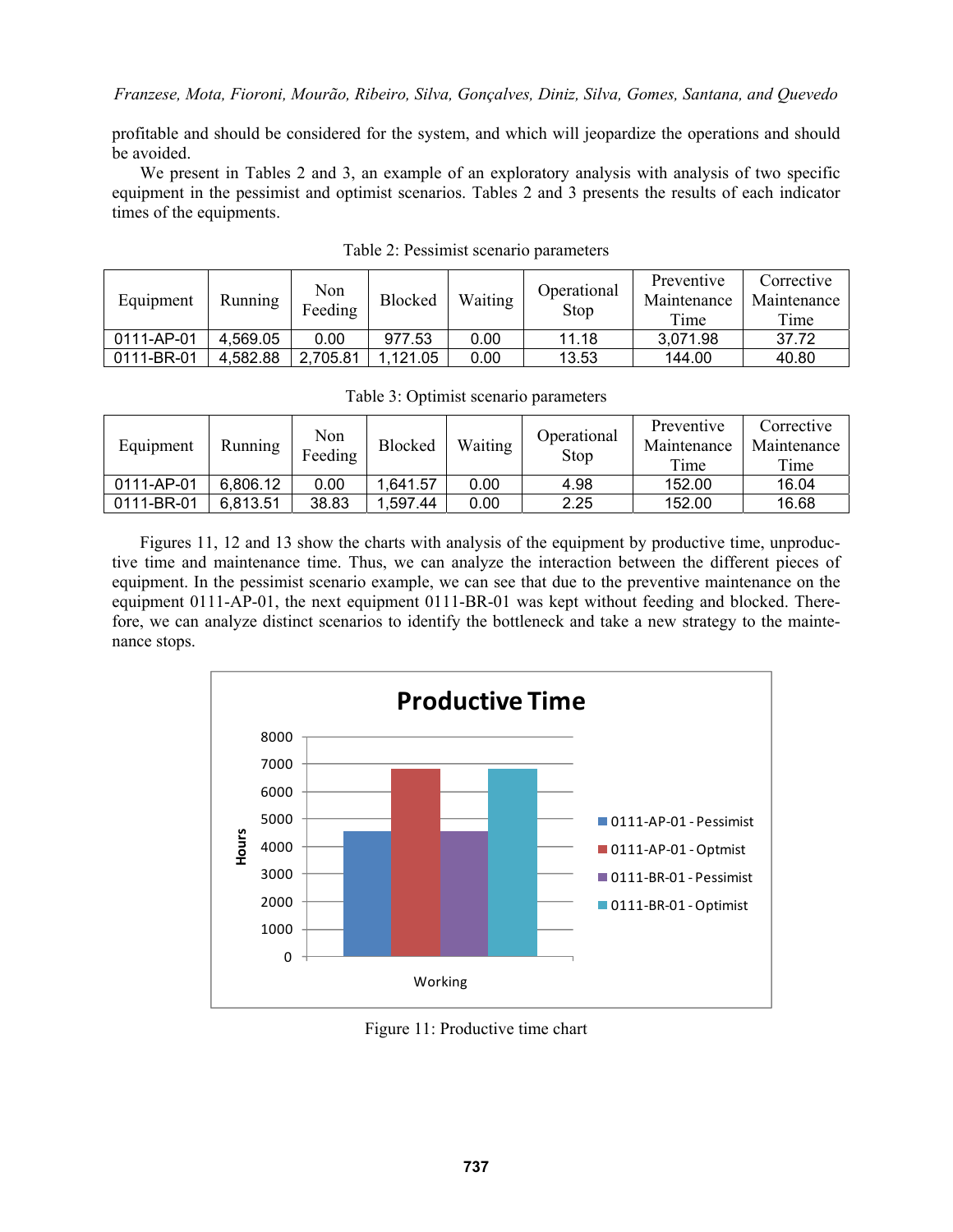profitable and should be considered for the system, and which will jeopardize the operations and should be avoided.

We present in Tables 2 and 3, an example of an exploratory analysis with analysis of two specific equipment in the pessimist and optimist scenarios. Tables 2 and 3 presents the results of each indicator times of the equipments.

Table 2: Pessimist scenario parameters

| Equipment | Running | Non Feeding | Blocked | Waiting | Operational Stop | Preventive Maintenance Time | Corrective Maintenance Time |
|---|---|---|---|---|---|---|---|
| 0111-AP-01 | 4,569.05 | 0.00 | 977.53 | 0.00 | 11.18 | 3,071.98 | 37.72 |
| 0111-BR-01 | 4,582.88 | 2,705.81 | 1,121.05 | 0.00 | 13.53 | 144.00 | 40.80 |

Table 3: Optimist scenario parameters

| Equipment | Running | Non Feeding | Blocked | Waiting | Operational Stop | Preventive Maintenance Time | Corrective Maintenance Time |
|---|---|---|---|---|---|---|---|
| 0111-AP-01 | 6,806.12 | 0.00 | 1,641.57 | 0.00 | 4.98 | 152.00 | 16.04 |
| 0111-BR-01 | 6,813.51 | 38.83 | 1,597.44 | 0.00 | 2.25 | 152.00 | 16.68 |

Figures 11, 12 and 13 show the charts with analysis of the equipment by productive time, unproductive time and maintenance time. Thus, we can analyze the interaction between the different pieces of equipment. In the pessimist scenario example, we can see that due to the preventive maintenance on the equipment 0111-AP-01, the next equipment 0111-BR-01 was kept without feeding and blocked. Therefore, we can analyze distinct scenarios to identify the bottleneck and take a new strategy to the maintenance stops.

Figure 11: Productive time chart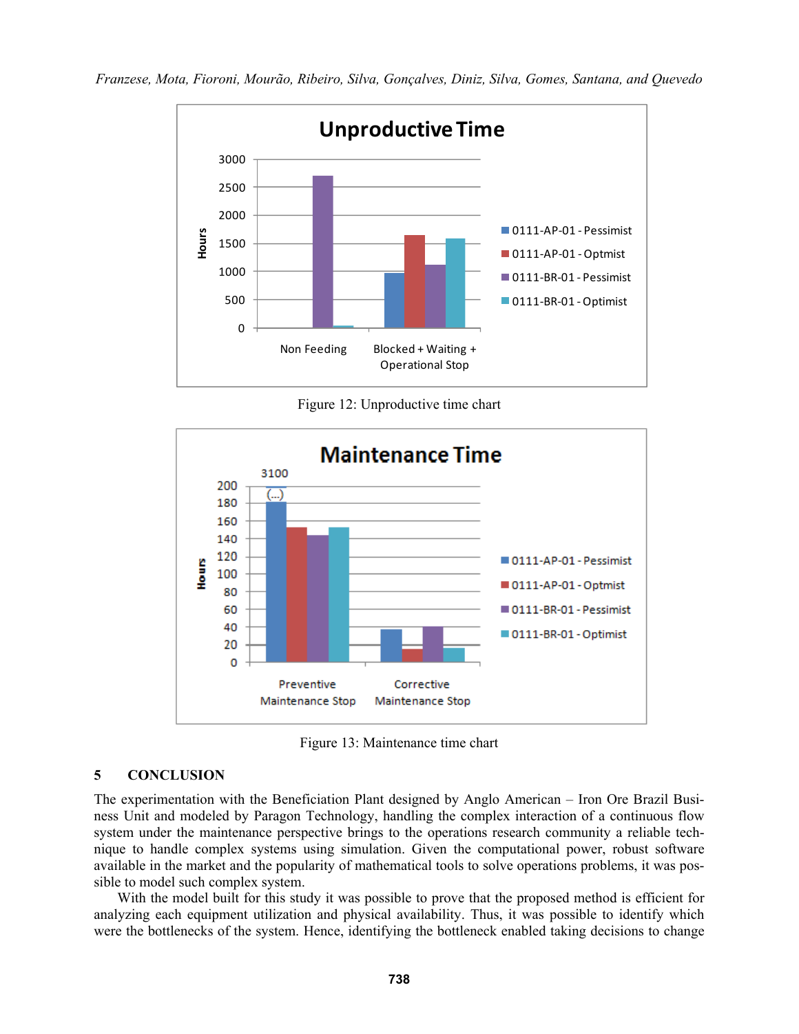Figure 12: Unproductive time chart

Figure 13: Maintenance time chart

## 5 CONCLUSION

The experimentation with the Beneficiation Plant designed by Anglo American – Iron Ore Brazil Business Unit and modeled by Paragon Technology, handling the complex interaction of a continuous flow system under the maintenance perspective brings to the operations research community a reliable technique to handle complex systems using simulation. Given the computational power, robust software available in the market and the popularity of mathematical tools to solve operations problems, it was possible to model such complex system.

With the model built for this study it was possible to prove that the proposed method is efficient for analyzing each equipment utilization and physical availability. Thus, it was possible to identify which were the bottlenecks of the system. Hence, identifying the bottleneck enabled taking decisions to change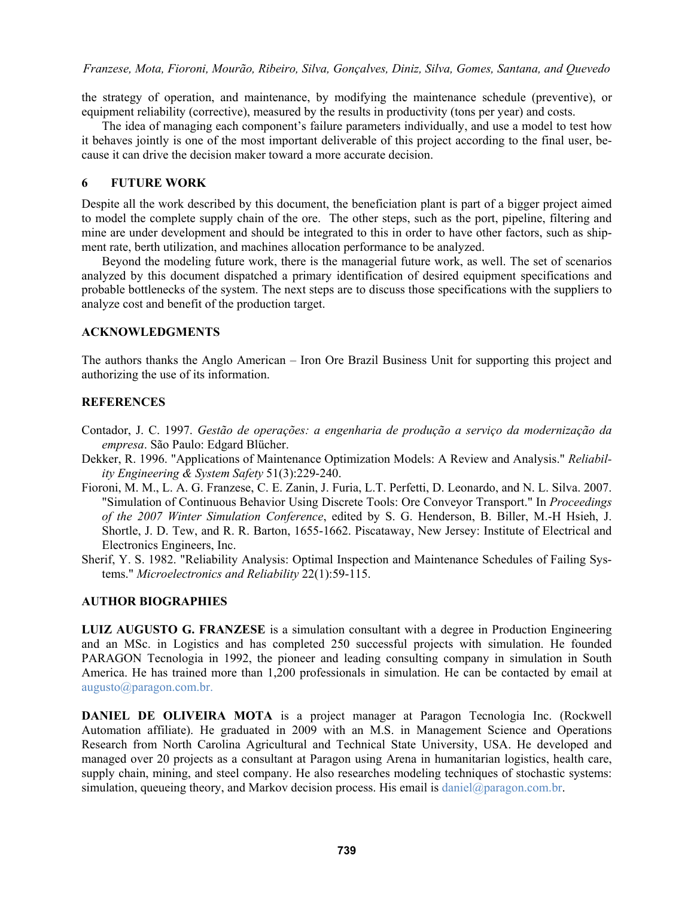the strategy of operation, and maintenance, by modifying the maintenance schedule (preventive), or equipment reliability (corrective), measured by the results in productivity (tons per year) and costs.

The idea of managing each component's failure parameters individually, and use a model to test how it behaves jointly is one of the most important deliverable of this project according to the final user, because it can drive the decision maker toward a more accurate decision.

## 6 FUTURE WORK

Despite all the work described by this document, the beneficiation plant is part of a bigger project aimed to model the complete supply chain of the ore. The other steps, such as the port, pipeline, filtering and mine are under development and should be integrated to this in order to have other factors, such as shipment rate, berth utilization, and machines allocation performance to be analyzed.

Beyond the modeling future work, there is the managerial future work, as well. The set of scenarios analyzed by this document dispatched a primary identification of desired equipment specifications and probable bottlenecks of the system. The next steps are to discuss those specifications with the suppliers to analyze cost and benefit of the production target.

## ACKNOWLEDGMENTS

The authors thanks the Anglo American – Iron Ore Brazil Business Unit for supporting this project and authorizing the use of its information.

## REFERENCES

Contador, J. C. 1997. *Gestão de operações: a engenharia de produção a serviço da modernização da empresa*. São Paulo: Edgard Blücher.

Dekker, R. 1996. "Applications of Maintenance Optimization Models: A Review and Analysis." *Reliability Engineering & System Safety* 51(3):229-240.

Fioroni, M. M., L. A. G. Franzese, C. E. Zanin, J. Furia, L.T. Perfetti, D. Leonardo, and N. L. Silva. 2007. "Simulation of Continuous Behavior Using Discrete Tools: Ore Conveyor Transport." In *Proceedings of the 2007 Winter Simulation Conference*, edited by S. G. Henderson, B. Biller, M.-H Hsieh, J. Shortle, J. D. Tew, and R. R. Barton, 1655-1662. Piscataway, New Jersey: Institute of Electrical and Electronics Engineers, Inc.

Sherif, Y. S. 1982. "Reliability Analysis: Optimal Inspection and Maintenance Schedules of Failing Systems." *Microelectronics and Reliability* 22(1):59-115.

## AUTHOR BIOGRAPHIES

**LUIZ AUGUSTO G. FRANZESE** is a simulation consultant with a degree in Production Engineering and an MSc. in Logistics and has completed 250 successful projects with simulation. He founded PARAGON Tecnologia in 1992, the pioneer and leading consulting company in simulation in South America. He has trained more than 1,200 professionals in simulation. He can be contacted by email at augusto@paragon.com.br.

**DANIEL DE OLIVEIRA MOTA** is a project manager at Paragon Tecnologia Inc. (Rockwell Automation affiliate). He graduated in 2009 with an M.S. in Management Science and Operations Research from North Carolina Agricultural and Technical State University, USA. He developed and managed over 20 projects as a consultant at Paragon using Arena in humanitarian logistics, health care, supply chain, mining, and steel company. He also researches modeling techniques of stochastic systems: simulation, queueing theory, and Markov decision process. His email is daniel@paragon.com.br.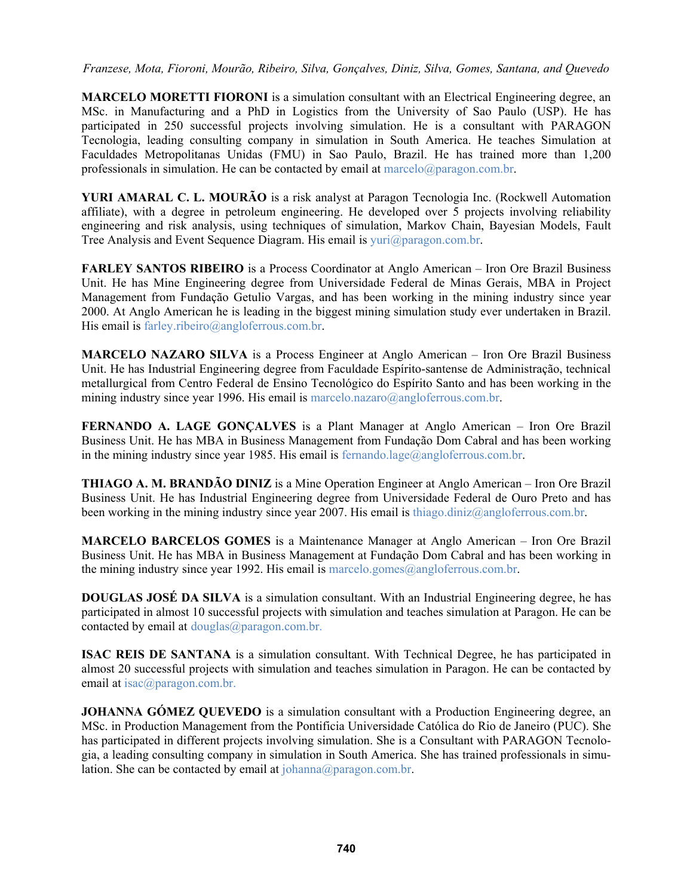**MARCELO MORETTI FIORONI** is a simulation consultant with an Electrical Engineering degree, an MSc. in Manufacturing and a PhD in Logistics from the University of Sao Paulo (USP). He has participated in 250 successful projects involving simulation. He is a consultant with PARAGON Tecnologia, leading consulting company in simulation in South America. He teaches Simulation at Faculdades Metropolitanas Unidas (FMU) in Sao Paulo, Brazil. He has trained more than 1,200 professionals in simulation. He can be contacted by email at marcelo@paragon.com.br.

**YURI AMARAL C. L. MOURÃO** is a risk analyst at Paragon Tecnologia Inc. (Rockwell Automation affiliate), with a degree in petroleum engineering. He developed over 5 projects involving reliability engineering and risk analysis, using techniques of simulation, Markov Chain, Bayesian Models, Fault Tree Analysis and Event Sequence Diagram. His email is yuri@paragon.com.br.

**FARLEY SANTOS RIBEIRO** is a Process Coordinator at Anglo American – Iron Ore Brazil Business Unit. He has Mine Engineering degree from Universidade Federal de Minas Gerais, MBA in Project Management from Fundação Getulio Vargas, and has been working in the mining industry since year 2000. At Anglo American he is leading in the biggest mining simulation study ever undertaken in Brazil. His email is farley.ribeiro@angloferrous.com.br.

**MARCELO NAZARO SILVA** is a Process Engineer at Anglo American – Iron Ore Brazil Business Unit. He has Industrial Engineering degree from Faculdade Espírito-santense de Administração, technical metallurgical from Centro Federal de Ensino Tecnológico do Espírito Santo and has been working in the mining industry since year 1996. His email is marcelo.nazaro@angloferrous.com.br.

**FERNANDO A. LAGE GONÇALVES** is a Plant Manager at Anglo American – Iron Ore Brazil Business Unit. He has MBA in Business Management from Fundação Dom Cabral and has been working in the mining industry since year 1985. His email is fernando.lage@angloferrous.com.br.

**THIAGO A. M. BRANDÃO DINIZ** is a Mine Operation Engineer at Anglo American – Iron Ore Brazil Business Unit. He has Industrial Engineering degree from Universidade Federal de Ouro Preto and has been working in the mining industry since year 2007. His email is thiago.diniz@angloferrous.com.br.

**MARCELO BARCELOS GOMES** is a Maintenance Manager at Anglo American – Iron Ore Brazil Business Unit. He has MBA in Business Management at Fundação Dom Cabral and has been working in the mining industry since year 1992. His email is marcelo.gomes@angloferrous.com.br.

**DOUGLAS JOSÉ DA SILVA** is a simulation consultant. With an Industrial Engineering degree, he has participated in almost 10 successful projects with simulation and teaches simulation at Paragon. He can be contacted by email at douglas@paragon.com.br.

**ISAC REIS DE SANTANA** is a simulation consultant. With Technical Degree, he has participated in almost 20 successful projects with simulation and teaches simulation in Paragon. He can be contacted by email at isac@paragon.com.br.

**JOHANNA GÓMEZ QUEVEDO** is a simulation consultant with a Production Engineering degree, an MSc. in Production Management from the Pontificia Universidade Católica do Rio de Janeiro (PUC). She has participated in different projects involving simulation. She is a Consultant with PARAGON Tecnologia, a leading consulting company in simulation in South America. She has trained professionals in simulation. She can be contacted by email at johanna@paragon.com.br.